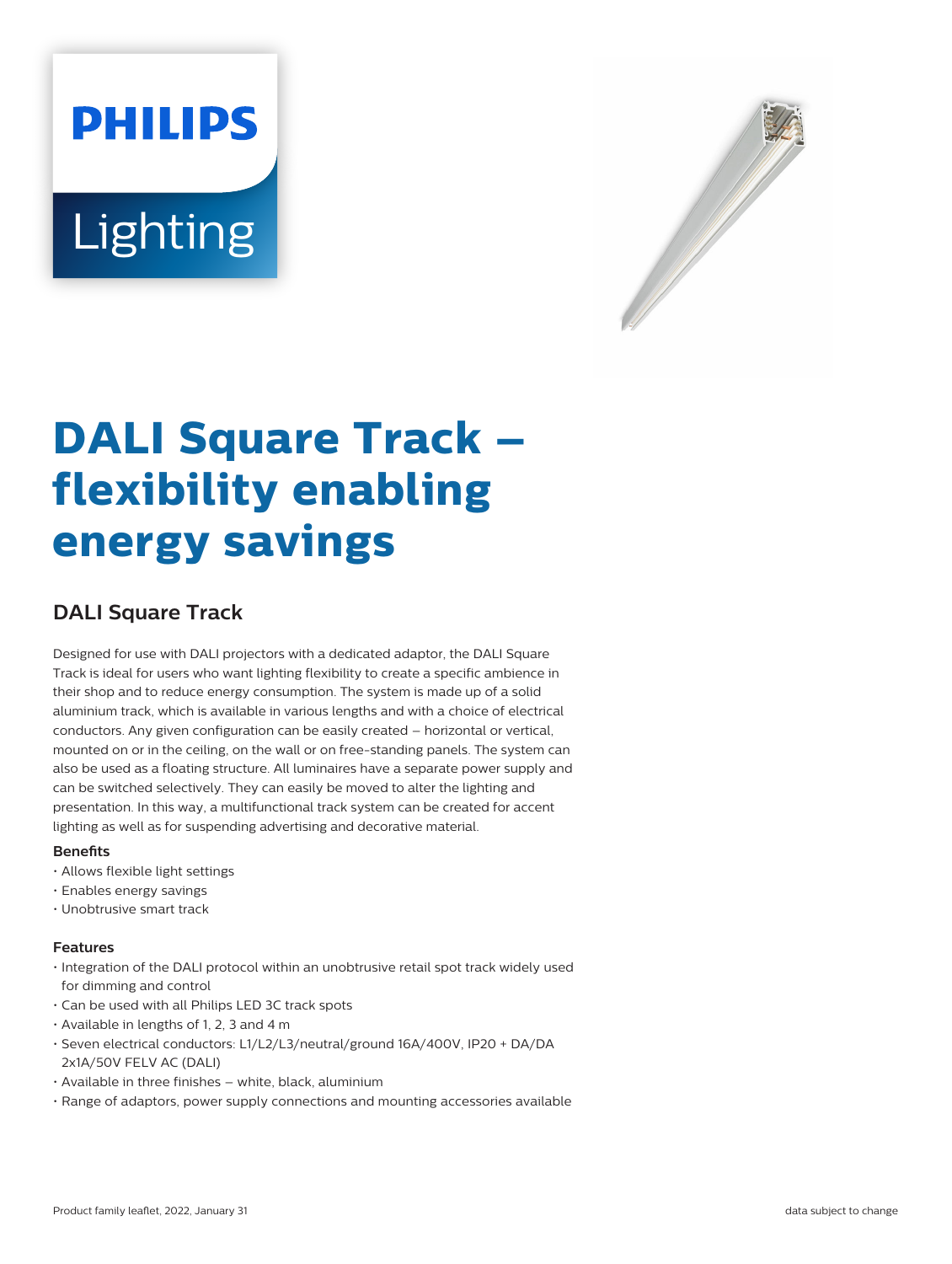# DALI Square Track – flexibility enabling energy savings

## DALI Square Track

Designed for use with DALI projectors with a dedicated adaptor, the DALI Square Track is ideal for users who want lighting flexibility to create a specific ambience in their shop and to reduce energy consumption. The system is made up of a solid aluminium track, which is available in various lengths and with a choice of electrical conductors. Any given configuration can be easily created – horizontal or vertical, mounted on or in the ceiling, on the wall or on free-standing panels. The system can also be used as a floating structure. All luminaires have a separate power supply and can be switched selectively. They can easily be moved to alter the lighting and presentation. In this way, a multifunctional track system can be created for accent lighting as well as for suspending advertising and decorative material.

**Benefits**

- Allows flexible light settings
- Enables energy savings
- Unobtrusive smart track

**Features**

- Integration of the DALI protocol within an unobtrusive retail spot track widely used for dimming and control
- Can be used with all Philips LED 3C track spots
- Available in lengths of 1, 2, 3 and 4 m
- Seven electrical conductors: L1/L2/L3/neutral/ground 16A/400V, IP20 + DA/DA 2x1A/50V FELV AC (DALI)
- Available in three finishes – white, black, aluminium
- Range of adaptors, power supply connections and mounting accessories available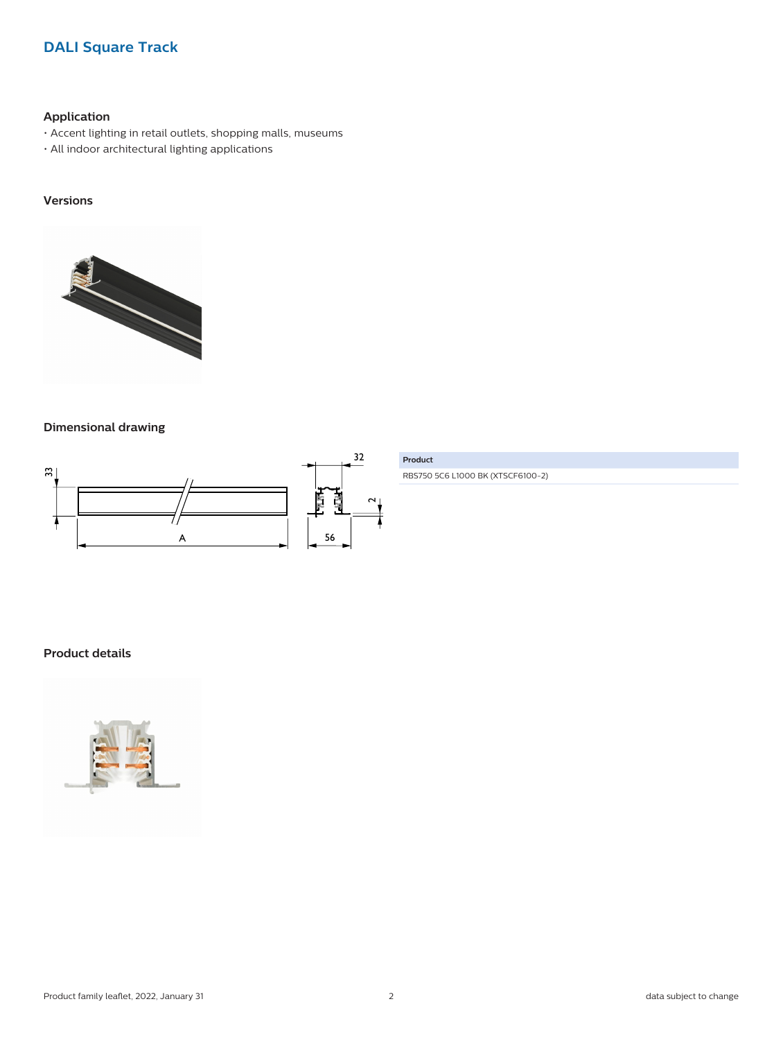# DALI Square Track

### Application

- Accent lighting in retail outlets, shopping malls, museums
- All indoor architectural lighting applications

### Versions

### Dimensional drawing

| Product |
| --- |
| RBS750 5C6 L1000 BK (XTSCF6100-2) |

### Product details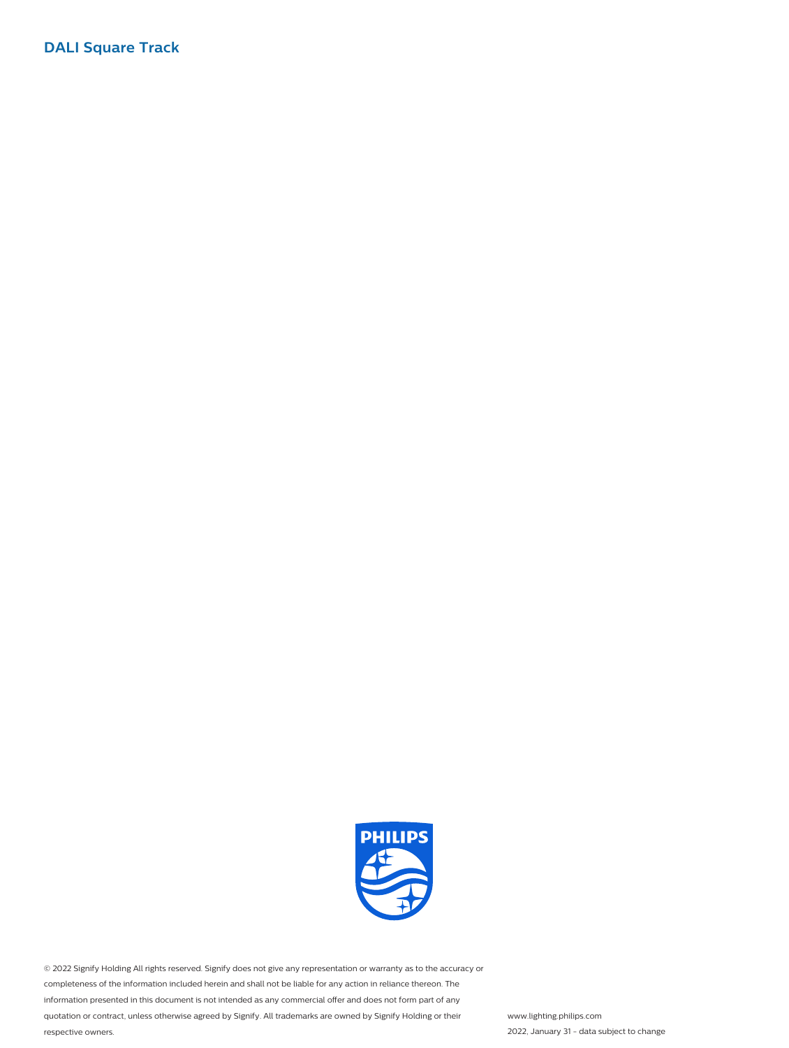© 2022 Signify Holding All rights reserved. Signify does not give any representation or warranty as to the accuracy or completeness of the information included herein and shall not be liable for any action in reliance thereon. The information presented in this document is not intended as any commercial offer and does not form part of any quotation or contract, unless otherwise agreed by Signify. All trademarks are owned by Signify Holding or their respective owners.

www.lighting.philips.com

2022, January 31 - data subject to change